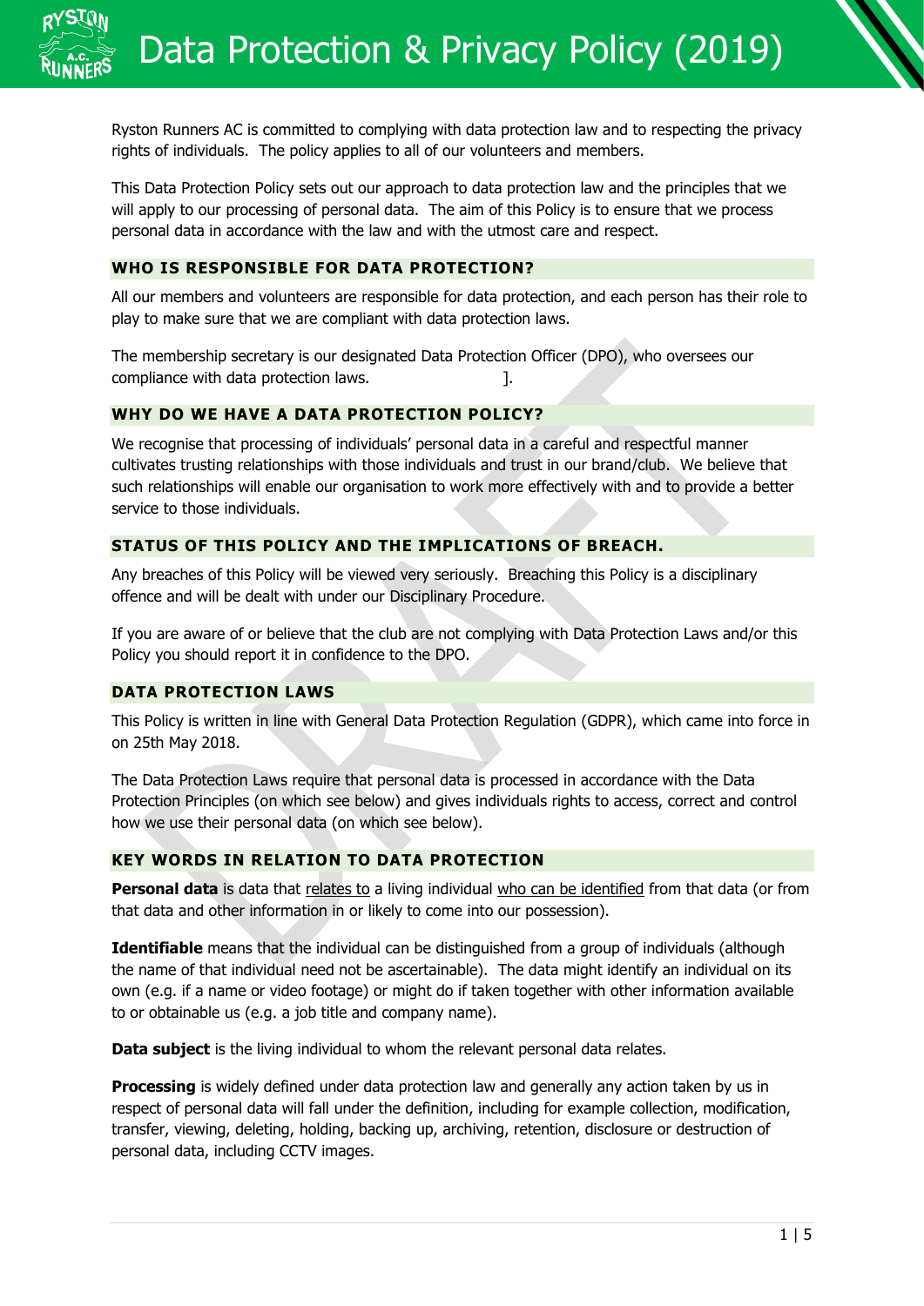# Data Protection & Privacy Policy (2019)

Ryston Runners AC is committed to complying with data protection law and to respecting the privacy rights of individuals. The policy applies to all of our volunteers and members.

This Data Protection Policy sets out our approach to data protection law and the principles that we will apply to our processing of personal data. The aim of this Policy is to ensure that we process personal data in accordance with the law and with the utmost care and respect.

## WHO IS RESPONSIBLE FOR DATA PROTECTION?

All our members and volunteers are responsible for data protection, and each person has their role to play to make sure that we are compliant with data protection laws.

The membership secretary is our designated Data Protection Officer (DPO), who oversees our compliance with data protection laws. ].

## WHY DO WE HAVE A DATA PROTECTION POLICY?

We recognise that processing of individuals' personal data in a careful and respectful manner cultivates trusting relationships with those individuals and trust in our brand/club. We believe that such relationships will enable our organisation to work more effectively with and to provide a better service to those individuals.

## STATUS OF THIS POLICY AND THE IMPLICATIONS OF BREACH.

Any breaches of this Policy will be viewed very seriously. Breaching this Policy is a disciplinary offence and will be dealt with under our Disciplinary Procedure.

If you are aware of or believe that the club are not complying with Data Protection Laws and/or this Policy you should report it in confidence to the DPO.

## DATA PROTECTION LAWS

This Policy is written in line with General Data Protection Regulation (GDPR), which came into force in on 25th May 2018.

The Data Protection Laws require that personal data is processed in accordance with the Data Protection Principles (on which see below) and gives individuals rights to access, correct and control how we use their personal data (on which see below).

## KEY WORDS IN RELATION TO DATA PROTECTION

**Personal data** is data that relates to a living individual who can be identified from that data (or from that data and other information in or likely to come into our possession).

**Identifiable** means that the individual can be distinguished from a group of individuals (although the name of that individual need not be ascertainable). The data might identify an individual on its own (e.g. if a name or video footage) or might do if taken together with other information available to or obtainable us (e.g. a job title and company name).

**Data subject** is the living individual to whom the relevant personal data relates.

**Processing** is widely defined under data protection law and generally any action taken by us in respect of personal data will fall under the definition, including for example collection, modification, transfer, viewing, deleting, holding, backing up, archiving, retention, disclosure or destruction of personal data, including CCTV images.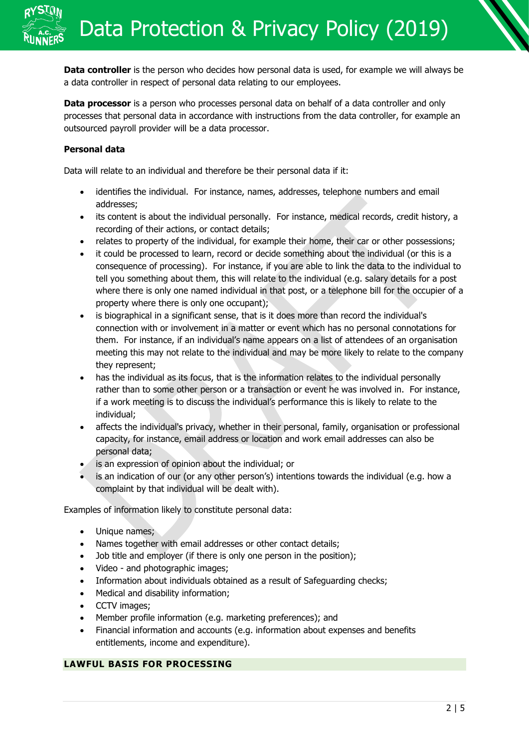**Data controller** is the person who decides how personal data is used, for example we will always be a data controller in respect of personal data relating to our employees.

**Data processor** is a person who processes personal data on behalf of a data controller and only processes that personal data in accordance with instructions from the data controller, for example an outsourced payroll provider will be a data processor.

**Personal data**

Data will relate to an individual and therefore be their personal data if it:

- identifies the individual. For instance, names, addresses, telephone numbers and email addresses;
- its content is about the individual personally. For instance, medical records, credit history, a recording of their actions, or contact details;
- relates to property of the individual, for example their home, their car or other possessions;
- it could be processed to learn, record or decide something about the individual (or this is a consequence of processing). For instance, if you are able to link the data to the individual to tell you something about them, this will relate to the individual (e.g. salary details for a post where there is only one named individual in that post, or a telephone bill for the occupier of a property where there is only one occupant);
- is biographical in a significant sense, that is it does more than record the individual's connection with or involvement in a matter or event which has no personal connotations for them. For instance, if an individual's name appears on a list of attendees of an organisation meeting this may not relate to the individual and may be more likely to relate to the company they represent;
- has the individual as its focus, that is the information relates to the individual personally rather than to some other person or a transaction or event he was involved in. For instance, if a work meeting is to discuss the individual's performance this is likely to relate to the individual;
- affects the individual's privacy, whether in their personal, family, organisation or professional capacity, for instance, email address or location and work email addresses can also be personal data;
- is an expression of opinion about the individual; or
- is an indication of our (or any other person's) intentions towards the individual (e.g. how a complaint by that individual will be dealt with).

Examples of information likely to constitute personal data:

- Unique names;
- Names together with email addresses or other contact details;
- Job title and employer (if there is only one person in the position);
- Video - and photographic images;
- Information about individuals obtained as a result of Safeguarding checks;
- Medical and disability information;
- CCTV images;
- Member profile information (e.g. marketing preferences); and
- Financial information and accounts (e.g. information about expenses and benefits entitlements, income and expenditure).

## LAWFUL BASIS FOR PROCESSING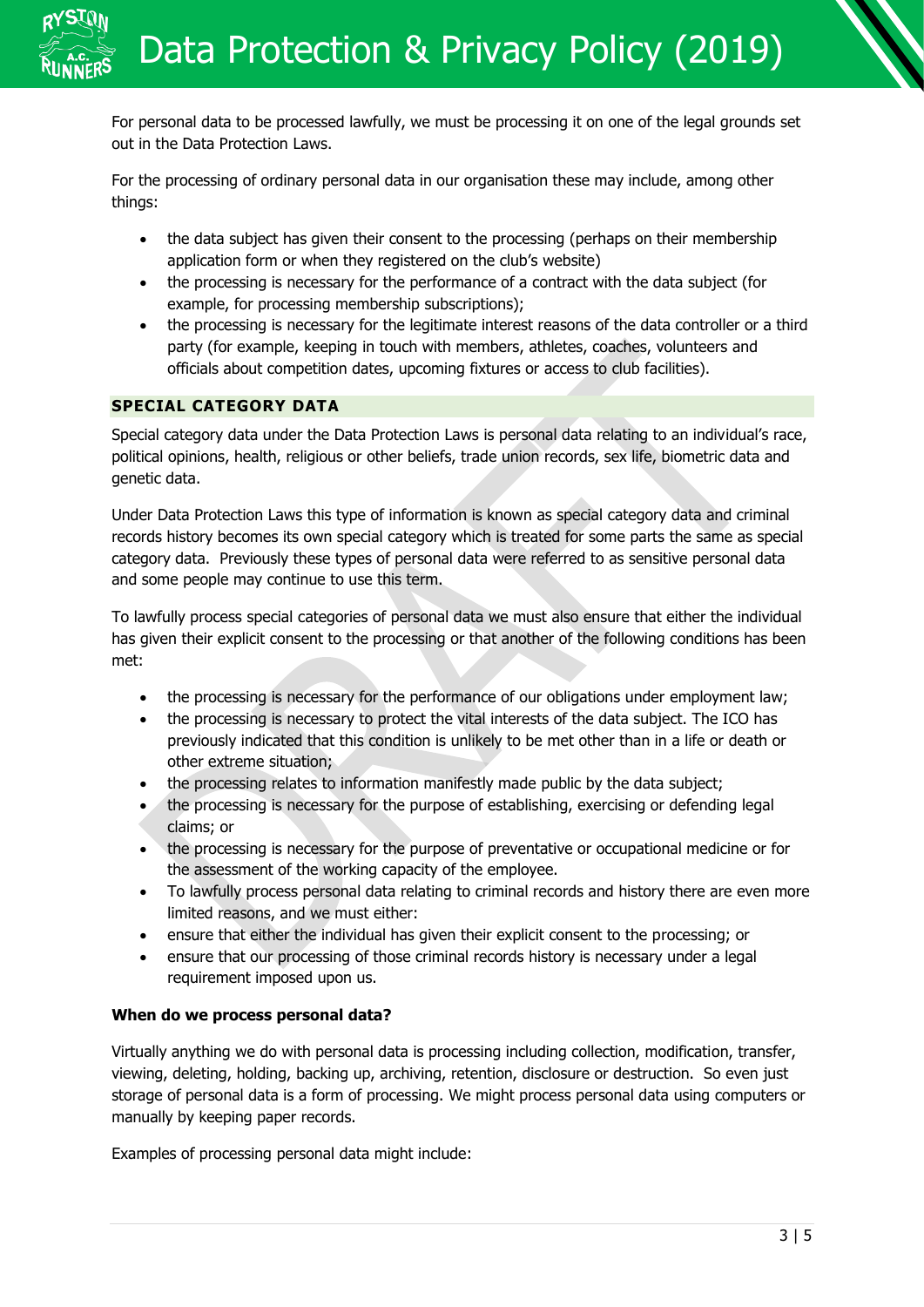For personal data to be processed lawfully, we must be processing it on one of the legal grounds set out in the Data Protection Laws.

For the processing of ordinary personal data in our organisation these may include, among other things:

- the data subject has given their consent to the processing (perhaps on their membership application form or when they registered on the club's website)
- the processing is necessary for the performance of a contract with the data subject (for example, for processing membership subscriptions);
- the processing is necessary for the legitimate interest reasons of the data controller or a third party (for example, keeping in touch with members, athletes, coaches, volunteers and officials about competition dates, upcoming fixtures or access to club facilities).

## SPECIAL CATEGORY DATA

Special category data under the Data Protection Laws is personal data relating to an individual's race, political opinions, health, religious or other beliefs, trade union records, sex life, biometric data and genetic data.

Under Data Protection Laws this type of information is known as special category data and criminal records history becomes its own special category which is treated for some parts the same as special category data. Previously these types of personal data were referred to as sensitive personal data and some people may continue to use this term.

To lawfully process special categories of personal data we must also ensure that either the individual has given their explicit consent to the processing or that another of the following conditions has been met:

- the processing is necessary for the performance of our obligations under employment law;
- the processing is necessary to protect the vital interests of the data subject. The ICO has previously indicated that this condition is unlikely to be met other than in a life or death or other extreme situation;
- the processing relates to information manifestly made public by the data subject;
- the processing is necessary for the purpose of establishing, exercising or defending legal claims; or
- the processing is necessary for the purpose of preventative or occupational medicine or for the assessment of the working capacity of the employee.
- To lawfully process personal data relating to criminal records and history there are even more limited reasons, and we must either:
- ensure that either the individual has given their explicit consent to the processing; or
- ensure that our processing of those criminal records history is necessary under a legal requirement imposed upon us.

**When do we process personal data?**

Virtually anything we do with personal data is processing including collection, modification, transfer, viewing, deleting, holding, backing up, archiving, retention, disclosure or destruction. So even just storage of personal data is a form of processing. We might process personal data using computers or manually by keeping paper records.

Examples of processing personal data might include: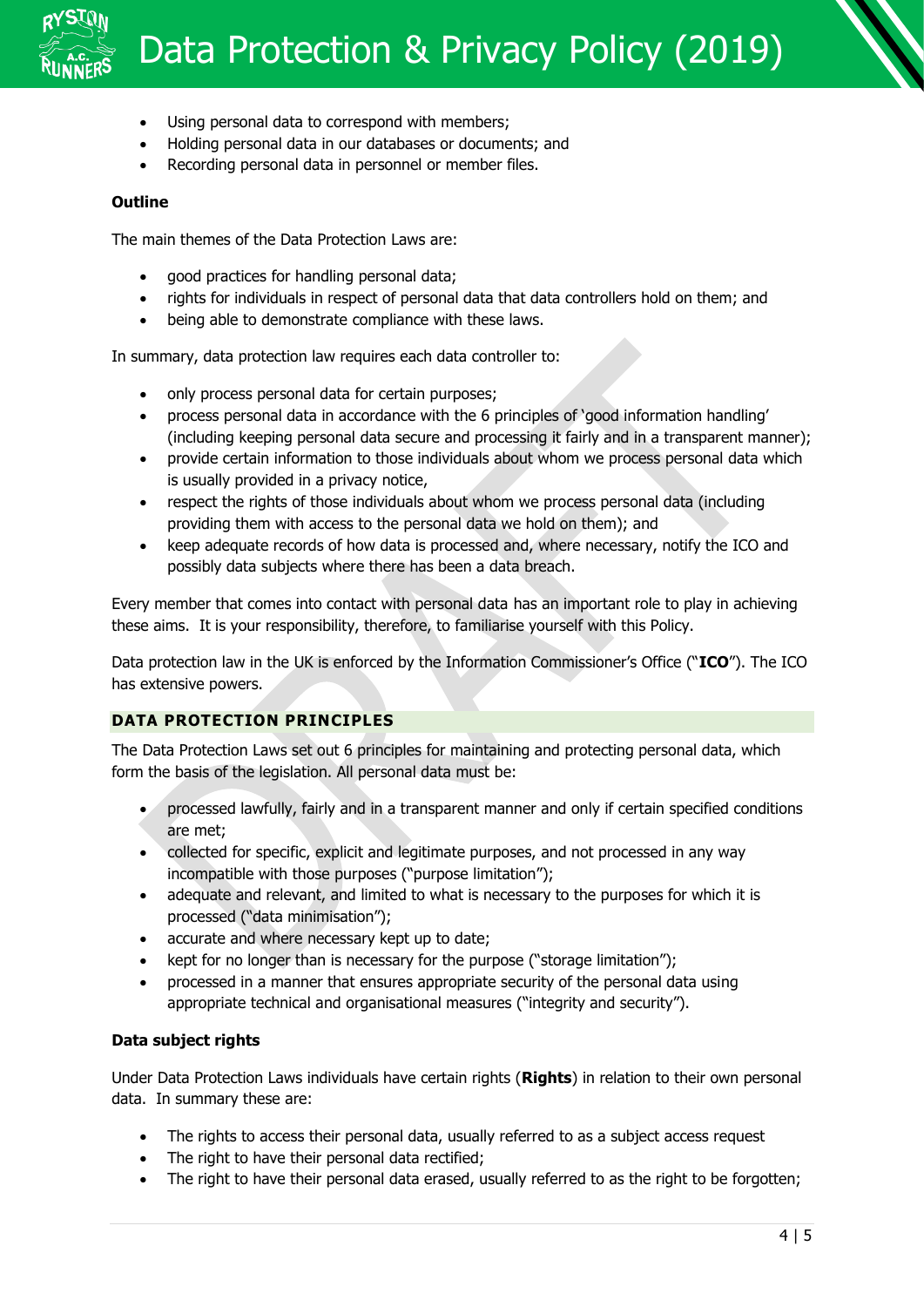- Using personal data to correspond with members;
- Holding personal data in our databases or documents; and
- Recording personal data in personnel or member files.

**Outline**

The main themes of the Data Protection Laws are:

- good practices for handling personal data;
- rights for individuals in respect of personal data that data controllers hold on them; and
- being able to demonstrate compliance with these laws.

In summary, data protection law requires each data controller to:

- only process personal data for certain purposes;
- process personal data in accordance with the 6 principles of 'good information handling' (including keeping personal data secure and processing it fairly and in a transparent manner);
- provide certain information to those individuals about whom we process personal data which is usually provided in a privacy notice,
- respect the rights of those individuals about whom we process personal data (including providing them with access to the personal data we hold on them); and
- keep adequate records of how data is processed and, where necessary, notify the ICO and possibly data subjects where there has been a data breach.

Every member that comes into contact with personal data has an important role to play in achieving these aims. It is your responsibility, therefore, to familiarise yourself with this Policy.

Data protection law in the UK is enforced by the Information Commissioner's Office ("**ICO**"). The ICO has extensive powers.

## DATA PROTECTION PRINCIPLES

The Data Protection Laws set out 6 principles for maintaining and protecting personal data, which form the basis of the legislation. All personal data must be:

- processed lawfully, fairly and in a transparent manner and only if certain specified conditions are met;
- collected for specific, explicit and legitimate purposes, and not processed in any way incompatible with those purposes ("purpose limitation");
- adequate and relevant, and limited to what is necessary to the purposes for which it is processed ("data minimisation");
- accurate and where necessary kept up to date;
- kept for no longer than is necessary for the purpose ("storage limitation");
- processed in a manner that ensures appropriate security of the personal data using appropriate technical and organisational measures ("integrity and security").

**Data subject rights**

Under Data Protection Laws individuals have certain rights (**Rights**) in relation to their own personal data. In summary these are:

- The rights to access their personal data, usually referred to as a subject access request
- The right to have their personal data rectified;
- The right to have their personal data erased, usually referred to as the right to be forgotten;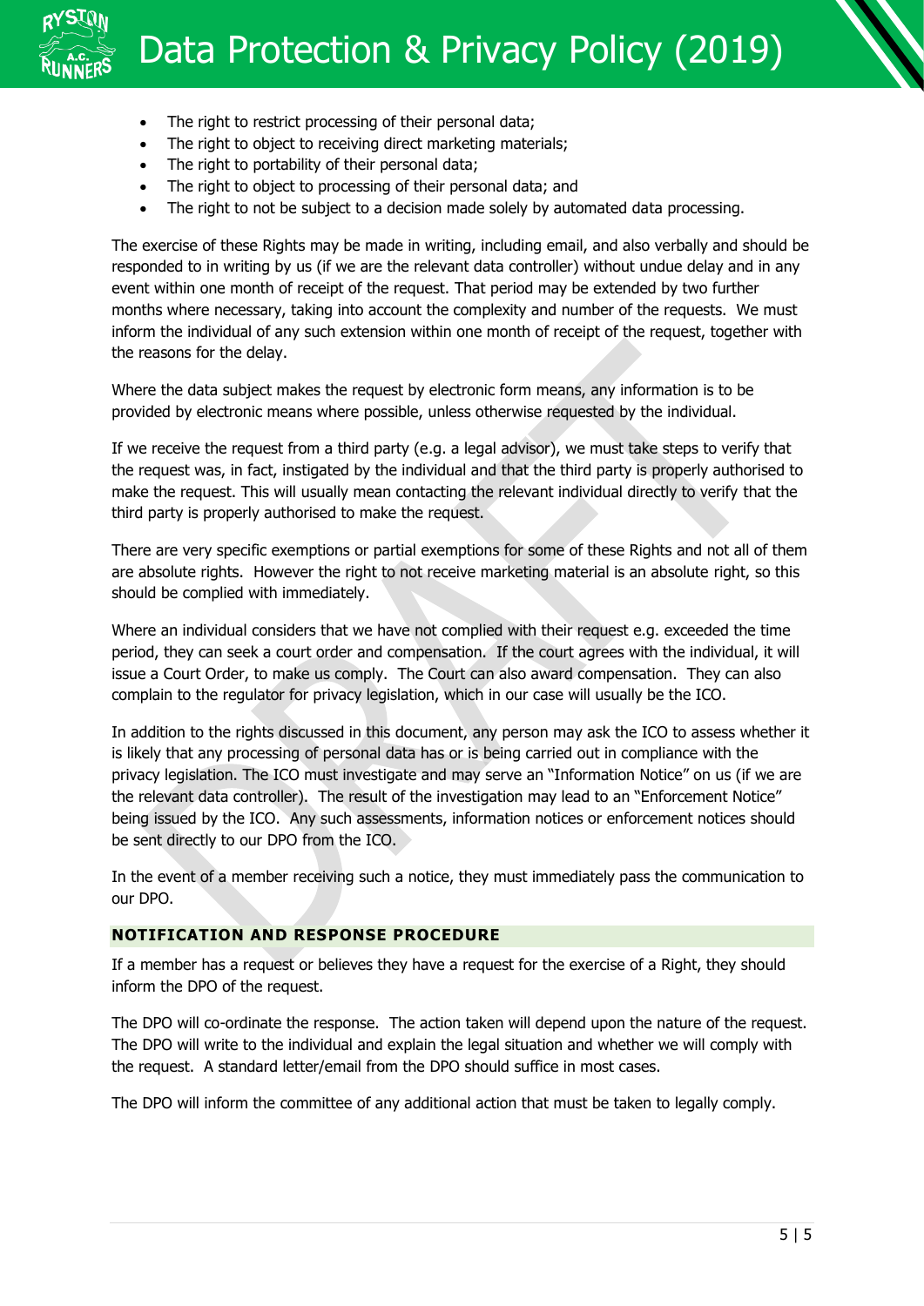- The right to restrict processing of their personal data;
- The right to object to receiving direct marketing materials;
- The right to portability of their personal data;
- The right to object to processing of their personal data; and
- The right to not be subject to a decision made solely by automated data processing.

The exercise of these Rights may be made in writing, including email, and also verbally and should be responded to in writing by us (if we are the relevant data controller) without undue delay and in any event within one month of receipt of the request. That period may be extended by two further months where necessary, taking into account the complexity and number of the requests. We must inform the individual of any such extension within one month of receipt of the request, together with the reasons for the delay.

Where the data subject makes the request by electronic form means, any information is to be provided by electronic means where possible, unless otherwise requested by the individual.

If we receive the request from a third party (e.g. a legal advisor), we must take steps to verify that the request was, in fact, instigated by the individual and that the third party is properly authorised to make the request. This will usually mean contacting the relevant individual directly to verify that the third party is properly authorised to make the request.

There are very specific exemptions or partial exemptions for some of these Rights and not all of them are absolute rights. However the right to not receive marketing material is an absolute right, so this should be complied with immediately.

Where an individual considers that we have not complied with their request e.g. exceeded the time period, they can seek a court order and compensation. If the court agrees with the individual, it will issue a Court Order, to make us comply. The Court can also award compensation. They can also complain to the regulator for privacy legislation, which in our case will usually be the ICO.

In addition to the rights discussed in this document, any person may ask the ICO to assess whether it is likely that any processing of personal data has or is being carried out in compliance with the privacy legislation. The ICO must investigate and may serve an "Information Notice" on us (if we are the relevant data controller). The result of the investigation may lead to an "Enforcement Notice" being issued by the ICO. Any such assessments, information notices or enforcement notices should be sent directly to our DPO from the ICO.

In the event of a member receiving such a notice, they must immediately pass the communication to our DPO.

## NOTIFICATION AND RESPONSE PROCEDURE

If a member has a request or believes they have a request for the exercise of a Right, they should inform the DPO of the request.

The DPO will co-ordinate the response. The action taken will depend upon the nature of the request. The DPO will write to the individual and explain the legal situation and whether we will comply with the request. A standard letter/email from the DPO should suffice in most cases.

The DPO will inform the committee of any additional action that must be taken to legally comply.